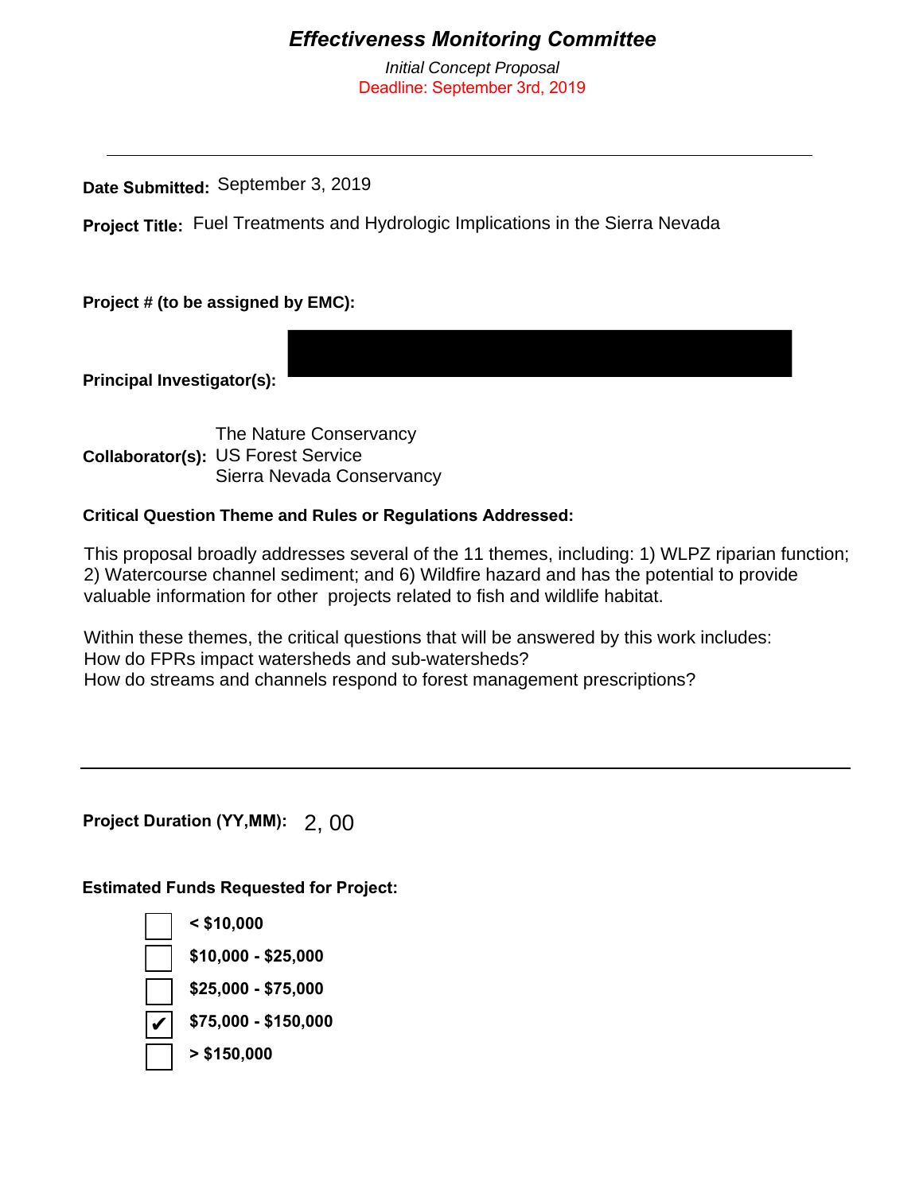# *Effectiveness Monitoring Committee*

*Initial Concept Proposal*

Deadline: September 3rd, 2019

---

**Date Submitted:** September 3, 2019

**Project Title:** Fuel Treatments and Hydrologic Implications in the Sierra Nevada

**Project # (to be assigned by EMC):**

**Principal Investigator(s):**

**Collaborator(s):** The Nature Conservancy
US Forest Service
Sierra Nevada Conservancy

**Critical Question Theme and Rules or Regulations Addressed:**

This proposal broadly addresses several of the 11 themes, including: 1) WLPZ riparian function; 2) Watercourse channel sediment; and 6) Wildfire hazard and has the potential to provide valuable information for other projects related to fish and wildlife habitat.

Within these themes, the critical questions that will be answered by this work includes:
How do FPRs impact watersheds and sub-watersheds?
How do streams and channels respond to forest management prescriptions?

---

**Project Duration (YY,MM):** 2, 00

**Estimated Funds Requested for Project:**

- [ ] **< $10,000**
- [ ] **$10,000 - $25,000**
- [ ] **$25,000 - $75,000**
- [x] **$75,000 - $150,000**
- [ ] **> $150,000**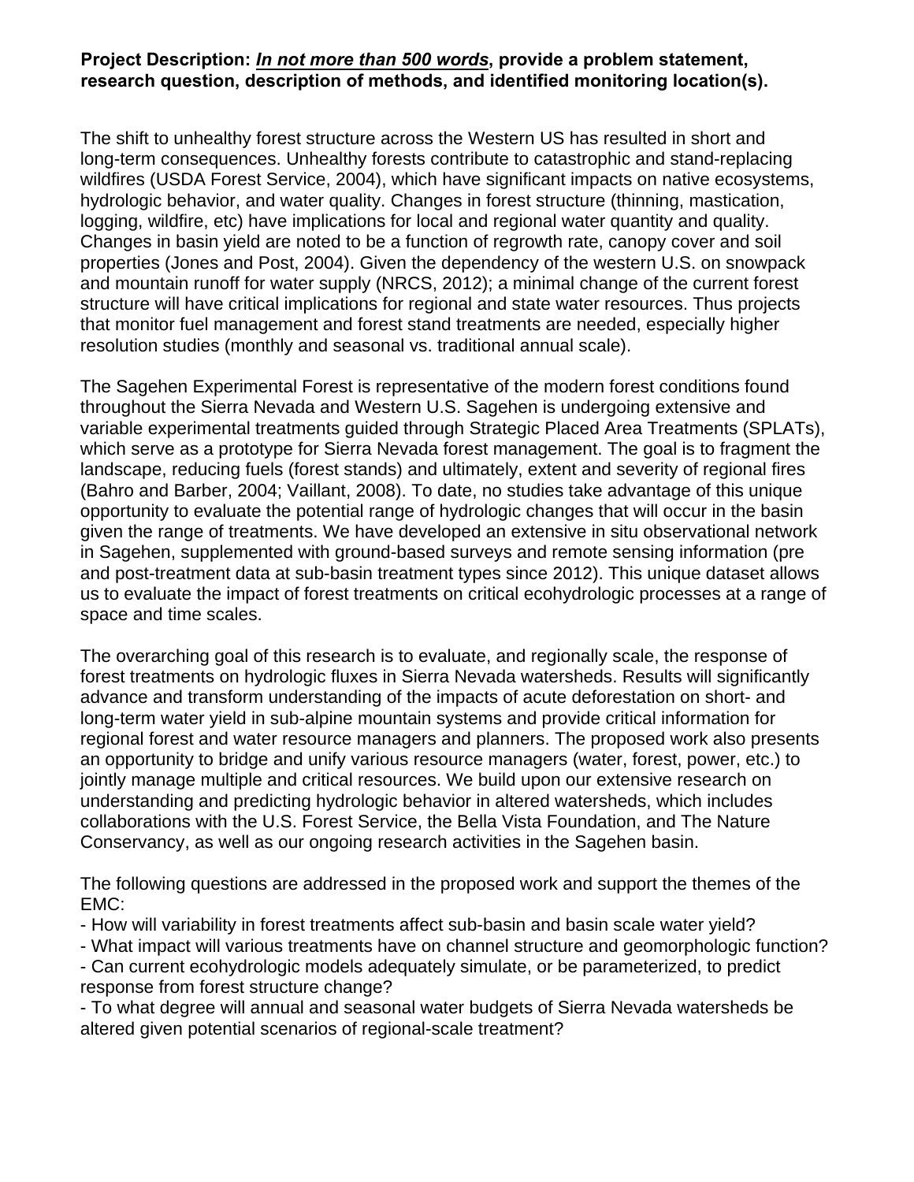**Project Description: _In not more than 500 words_, provide a problem statement, research question, description of methods, and identified monitoring location(s).**

The shift to unhealthy forest structure across the Western US has resulted in short and long-term consequences. Unhealthy forests contribute to catastrophic and stand-replacing wildfires (USDA Forest Service, 2004), which have significant impacts on native ecosystems, hydrologic behavior, and water quality. Changes in forest structure (thinning, mastication, logging, wildfire, etc) have implications for local and regional water quantity and quality. Changes in basin yield are noted to be a function of regrowth rate, canopy cover and soil properties (Jones and Post, 2004). Given the dependency of the western U.S. on snowpack and mountain runoff for water supply (NRCS, 2012); a minimal change of the current forest structure will have critical implications for regional and state water resources. Thus projects that monitor fuel management and forest stand treatments are needed, especially higher resolution studies (monthly and seasonal vs. traditional annual scale).

The Sagehen Experimental Forest is representative of the modern forest conditions found throughout the Sierra Nevada and Western U.S. Sagehen is undergoing extensive and variable experimental treatments guided through Strategic Placed Area Treatments (SPLATs), which serve as a prototype for Sierra Nevada forest management. The goal is to fragment the landscape, reducing fuels (forest stands) and ultimately, extent and severity of regional fires (Bahro and Barber, 2004; Vaillant, 2008). To date, no studies take advantage of this unique opportunity to evaluate the potential range of hydrologic changes that will occur in the basin given the range of treatments. We have developed an extensive in situ observational network in Sagehen, supplemented with ground-based surveys and remote sensing information (pre and post-treatment data at sub-basin treatment types since 2012). This unique dataset allows us to evaluate the impact of forest treatments on critical ecohydrologic processes at a range of space and time scales.

The overarching goal of this research is to evaluate, and regionally scale, the response of forest treatments on hydrologic fluxes in Sierra Nevada watersheds. Results will significantly advance and transform understanding of the impacts of acute deforestation on short- and long-term water yield in sub-alpine mountain systems and provide critical information for regional forest and water resource managers and planners. The proposed work also presents an opportunity to bridge and unify various resource managers (water, forest, power, etc.) to jointly manage multiple and critical resources. We build upon our extensive research on understanding and predicting hydrologic behavior in altered watersheds, which includes collaborations with the U.S. Forest Service, the Bella Vista Foundation, and The Nature Conservancy, as well as our ongoing research activities in the Sagehen basin.

The following questions are addressed in the proposed work and support the themes of the EMC:

- How will variability in forest treatments affect sub-basin and basin scale water yield?
- What impact will various treatments have on channel structure and geomorphologic function?
- Can current ecohydrologic models adequately simulate, or be parameterized, to predict response from forest structure change?
- To what degree will annual and seasonal water budgets of Sierra Nevada watersheds be altered given potential scenarios of regional-scale treatment?